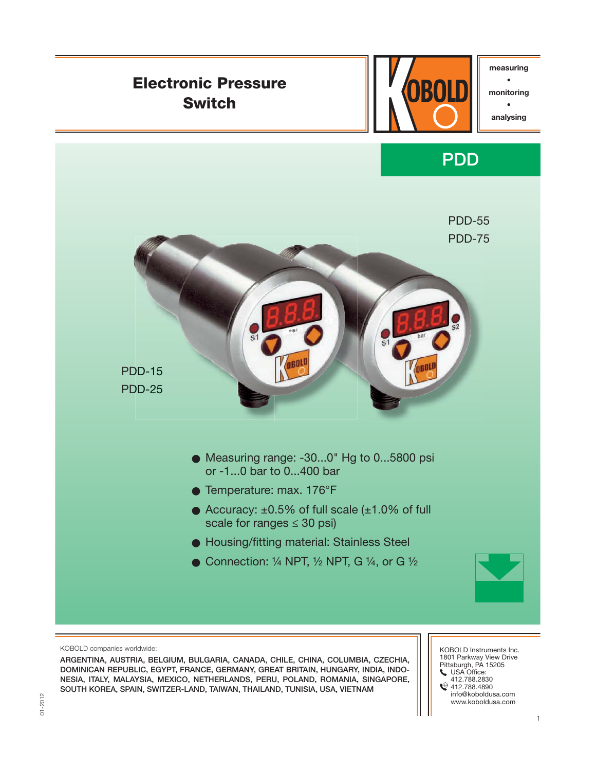# Electronic Pressure Switch

measuring • monitoring • analysing

## PDD

PDD-55
PDD-75

PDD-15
PDD-25

- Measuring range: -30...0" Hg to 0...5800 psi or -1...0 bar to 0...400 bar
- Temperature: max. 176°F
- Accuracy: ±0.5% of full scale (±1.0% of full scale for ranges ≤ 30 psi)
- Housing/fitting material: Stainless Steel
- Connection: ¼ NPT, ½ NPT, G ¼, or G ½

KOBOLD companies worldwide:

ARGENTINA, AUSTRIA, BELGIUM, BULGARIA, CANADA, CHILE, CHINA, COLUMBIA, CZECHIA, DOMINICAN REPUBLIC, EGYPT, FRANCE, GERMANY, GREAT BRITAIN, HUNGARY, INDIA, INDONESIA, ITALY, MALAYSIA, MEXICO, NETHERLANDS, PERU, POLAND, ROMANIA, SINGAPORE, SOUTH KOREA, SPAIN, SWITZER-LAND, TAIWAN, THAILAND, TUNISIA, USA, VIETNAM

KOBOLD Instruments Inc.
1801 Parkway View Drive
Pittsburgh, PA 15205
USA Office:
412.788.2830
412.788.4890
info@koboldusa.com
www.koboldusa.com

01-2012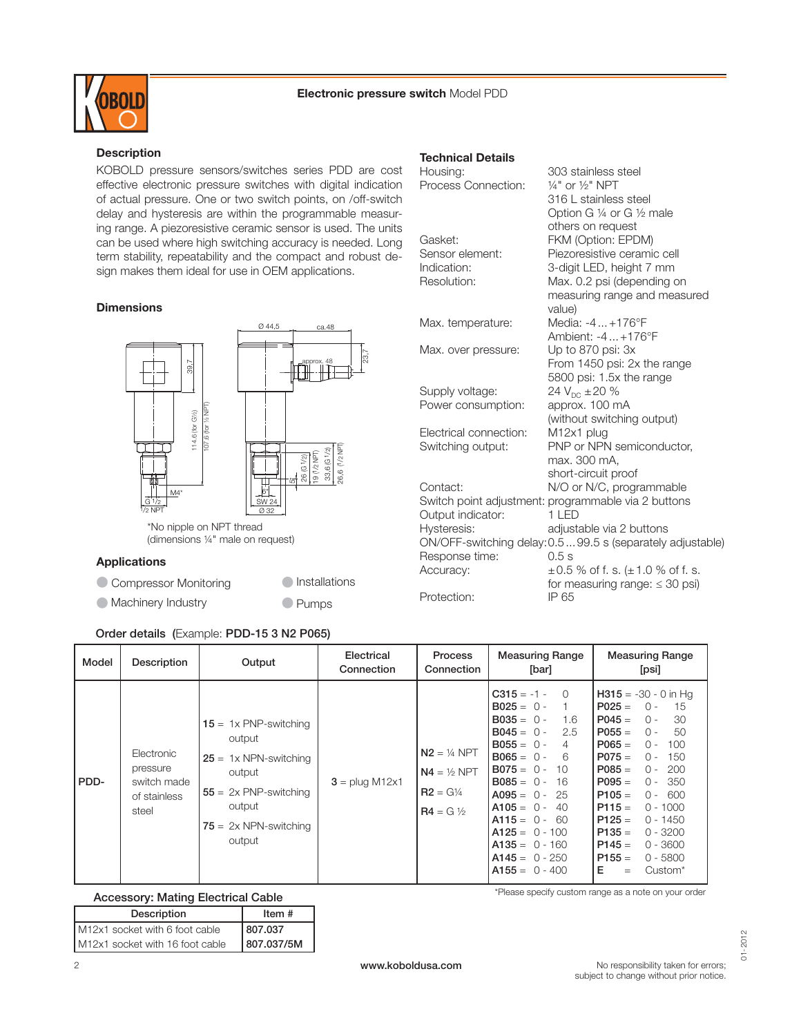**Electronic pressure switch** Model PDD

## Description

KOBOLD pressure sensors/switches series PDD are cost effective electronic pressure switches with digital indication of actual pressure. One or two switch points, on /off-switch delay and hysteresis are within the programmable measuring range. A piezoresistive ceramic sensor is used. The units can be used where high switching accuracy is needed. Long term stability, repeatability and the compact and robust design makes them ideal for use in OEM applications.

## Dimensions

Ø 44,5
ca.48
approx. 48
23,7
39,7
114.6 (for G½)
107.6 (for ½ NPT)
M4*
G 1/2
1/2 NPT
5°
15
SW 24
Ø 32
26 (G 1/2)
19 (1/2 NPT)
33,6 (G 1/2)
26,6 (1/2 NPT)

*No nipple on NPT thread
(dimensions ¼" male on request)

## Applications

- Compressor Monitoring
- Machinery Industry
- Installations
- Pumps

## Technical Details

| | |
|---|---|
| Housing: | 303 stainless steel |
| Process Connection: | ¼" or ½" NPT<br>316 L stainless steel<br>Option G ¼ or G ½ male<br>others on request |
| Gasket: | FKM (Option: EPDM) |
| Sensor element: | Piezoresistive ceramic cell |
| Indication: | 3-digit LED, height 7 mm |
| Resolution: | Max. 0.2 psi (depending on measuring range and measured value) |
| Max. temperature: | Media: -4 ... +176°F<br>Ambient: -4 ... +176°F |
| Max. over pressure: | Up to 870 psi: 3x<br>From 1450 psi: 2x the range<br>5800 psi: 1.5x the range |
| Supply voltage: | 24 $V_{DC}$ ±20 % |
| Power consumption: | approx. 100 mA<br>(without switching output) |
| Electrical connection: | M12x1 plug |
| Switching output: | PNP or NPN semiconductor,<br>max. 300 mA,<br>short-circuit proof |
| Contact: | N/O or N/C, programmable |
| Switch point adjustment: | programmable via 2 buttons |
| Output indicator: | 1 LED |
| Hysteresis: | adjustable via 2 buttons |
| ON/OFF-switching delay: | 0.5 ... 99.5 s (separately adjustable) |
| Response time: | 0.5 s |
| Accuracy: | ±0.5 % of f. s. (±1.0 % of f. s. for measuring range: ≤ 30 psi) |
| Protection: | IP 65 |

## Order details (Example: **PDD-15 3 N2 P065**)

| Model | Description | Output | Electrical Connection | Process Connection | Measuring Range [bar] | Measuring Range [psi] |
|---|---|---|---|---|---|---|
| **PDD-** | Electronic pressure switch made of stainless steel | **15** = 1x PNP-switching output<br>**25** = 1x NPN-switching output<br>**55** = 2x PNP-switching output<br>**75** = 2x NPN-switching output | **3** = plug M12x1 | **N2** = ¼ NPT<br>**N4** = ½ NPT<br>**R2** = G¼<br>**R4** = G ½ | **C315** = -1 - 0<br>**B025** = 0 - 1<br>**B035** = 0 - 1.6<br>**B045** = 0 - 2.5<br>**B055** = 0 - 4<br>**B065** = 0 - 6<br>**B075** = 0 - 10<br>**B085** = 0 - 16<br>**A095** = 0 - 25<br>**A105** = 0 - 40<br>**A115** = 0 - 60<br>**A125** = 0 - 100<br>**A135** = 0 - 160<br>**A145** = 0 - 250<br>**A155** = 0 - 400 | **H315** = -30 - 0 in Hg<br>**P025** = 0 - 15<br>**P045** = 0 - 30<br>**P055** = 0 - 50<br>**P065** = 0 - 100<br>**P075** = 0 - 150<br>**P085** = 0 - 200<br>**P095** = 0 - 350<br>**P105** = 0 - 600<br>**P115** = 0 - 1000<br>**P125** = 0 - 1450<br>**P135** = 0 - 3200<br>**P145** = 0 - 3600<br>**P155** = 0 - 5800<br>**E** = Custom* |

*Please specify custom range as a note on your order

### Accessory: Mating Electrical Cable

| Description | Item # |
|---|---|
| M12x1 socket with 6 foot cable | **807.037** |
| M12x1 socket with 16 foot cable | **807.037/5M** |

**www.koboldusa.com**

No responsibility taken for errors; subject to change without prior notice.

01-2012